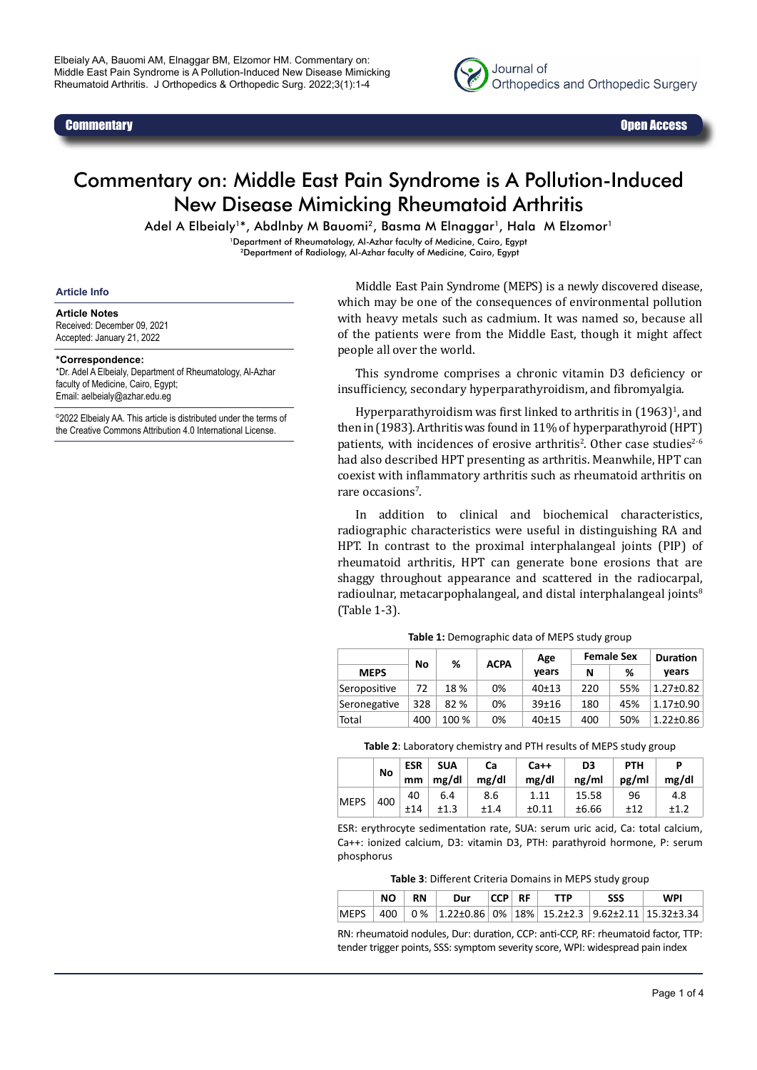Commentary

Open Access

# Commentary on: Middle East Pain Syndrome is A Pollution-Induced New Disease Mimicking Rheumatoid Arthritis

Adel A Elbeialy[1]*, Abdlnby M Bauomi[2], Basma M Elnaggar[1], Hala M Elzomor[1]

[1]Department of Rheumatology, Al-Azhar faculty of Medicine, Cairo, Egypt
[2]Department of Radiology, Al-Azhar faculty of Medicine, Cairo, Egypt

### Article Info

**Article Notes**
Received: December 09, 2021
Accepted: January 21, 2022

**\*Correspondence:**
\*Dr. Adel A Elbeialy, Department of Rheumatology, Al-Azhar faculty of Medicine, Cairo, Egypt;
Email: aelbeialy@azhar.edu.eg

©2022 Elbeialy AA. This article is distributed under the terms of the Creative Commons Attribution 4.0 International License.

Middle East Pain Syndrome (MEPS) is a newly discovered disease, which may be one of the consequences of environmental pollution with heavy metals such as cadmium. It was named so, because all of the patients were from the Middle East, though it might affect people all over the world.

This syndrome comprises a chronic vitamin D3 deficiency or insufficiency, secondary hyperparathyroidism, and fibromyalgia.

Hyperparathyroidism was first linked to arthritis in (1963)[1], and then in (1983). Arthritis was found in 11% of hyperparathyroid (HPT) patients, with incidences of erosive arthritis[2]. Other case studies[2-6] had also described HPT presenting as arthritis. Meanwhile, HPT can coexist with inflammatory arthritis such as rheumatoid arthritis on rare occasions[7].

In addition to clinical and biochemical characteristics, radiographic characteristics were useful in distinguishing RA and HPT. In contrast to the proximal interphalangeal joints (PIP) of rheumatoid arthritis, HPT can generate bone erosions that are shaggy throughout appearance and scattered in the radiocarpal, radioulnar, metacarpophalangeal, and distal interphalangeal joints[8] (Table 1-3).

**Table 1:** Demographic data of MEPS study group

| MEPS | No | % | ACPA | Age years | Female Sex | | Duration years |
|---|---|---|---|---|---|---|---|
| | | | | | N | % | |
| Seropositive | 72 | 18 % | 0% | 40±13 | 220 | 55% | 1.27±0.82 |
| Seronegative | 328 | 82 % | 0% | 39±16 | 180 | 45% | 1.17±0.90 |
| Total | 400 | 100 % | 0% | 40±15 | 400 | 50% | 1.22±0.86 |

**Table 2**: Laboratory chemistry and PTH results of MEPS study group

| | No | ESR mm | SUA mg/dl | Ca mg/dl | Ca++ mg/dl | D3 ng/ml | PTH pg/ml | P mg/dl |
|---|---|---|---|---|---|---|---|---|
| MEPS | 400 | 40 ±14 | 6.4 ±1.3 | 8.6 ±1.4 | 1.11 ±0.11 | 15.58 ±6.66 | 96 ±12 | 4.8 ±1.2 |

ESR: erythrocyte sedimentation rate, SUA: serum uric acid, Ca: total calcium, Ca++: ionized calcium, D3: vitamin D3, PTH: parathyroid hormone, P: serum phosphorus

**Table 3**: Different Criteria Domains in MEPS study group

| | NO | RN | Dur | CCP | RF | TTP | SSS | WPI |
|---|---|---|---|---|---|---|---|---|
| MEPS | 400 | 0 % | 1.22±0.86 | 0% | 18% | 15.2±2.3 | 9.62±2.11 | 15.32±3.34 |

RN: rheumatoid nodules, Dur: duration, CCP: anti-CCP, RF: rheumatoid factor, TTP: tender trigger points, SSS: symptom severity score, WPI: widespread pain index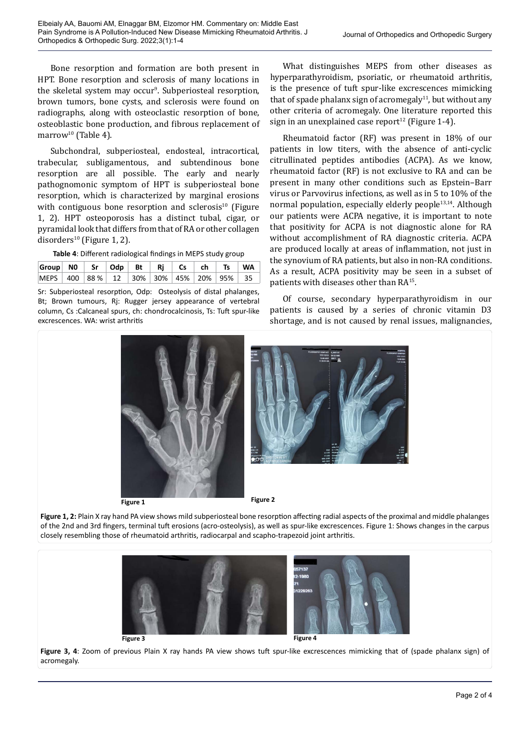Bone resorption and formation are both present in HPT. Bone resorption and sclerosis of many locations in the skeletal system may occur[9]. Subperiosteal resorption, brown tumors, bone cysts, and sclerosis were found on radiographs, along with osteoclastic resorption of bone, osteoblastic bone production, and fibrous replacement of marrow[10] (Table 4).

Subchondral, subperiosteal, endosteal, intracortical, trabecular, subligamentous, and subtendinous bone resorption are all possible. The early and nearly pathognomonic symptom of HPT is subperiosteal bone resorption, which is characterized by marginal erosions with contiguous bone resorption and sclerosis[10] (Figure 1, 2). HPT osteoporosis has a distinct tubal, cigar, or pyramidal look that differs from that of RA or other collagen disorders[10] (Figure 1, 2).

**Table 4**: Different radiological findings in MEPS study group

| Group | N0 | Sr | Odp | Bt | Rj | Cs | ch | Ts | WA |
|---|---|---|---|---|---|---|---|---|---|
| MEPS | 400 | 88 % | 12 | 30% | 30% | 45% | 20% | 95% | 35 |

Sr: Subperiosteal resorption, Odp: Osteolysis of distal phalanges, Bt; Brown tumours, Rj: Rugger jersey appearance of vertebral column, Cs :Calcaneal spurs, ch: chondrocalcinosis, Ts: Tuft spur-like excrescences. WA: wrist arthritis

What distinguishes MEPS from other diseases as hyperparathyroidism, psoriatic, or rheumatoid arthritis, is the presence of tuft spur-like excrescences mimicking that of spade phalanx sign of acromegaly[11], but without any other criteria of acromegaly. One literature reported this sign in an unexplained case report[12] (Figure 1-4).

Rheumatoid factor (RF) was present in 18% of our patients in low titers, with the absence of anti-cyclic citrullinated peptides antibodies (ACPA). As we know, rheumatoid factor (RF) is not exclusive to RA and can be present in many other conditions such as Epstein–Barr virus or Parvovirus infections, as well as in 5 to 10% of the normal population, especially elderly people[13,14]. Although our patients were ACPA negative, it is important to note that positivity for ACPA is not diagnostic alone for RA without accomplishment of RA diagnostic criteria. ACPA are produced locally at areas of inflammation, not just in the synovium of RA patients, but also in non-RA conditions. As a result, ACPA positivity may be seen in a subset of patients with diseases other than RA[15].

Of course, secondary hyperparathyroidism in our patients is caused by a series of chronic vitamin D3 shortage, and is not caused by renal issues, malignancies,

Figure 1 Figure 2

**Figure 1, 2:** Plain X ray hand PA view shows mild subperiosteal bone resorption affecting radial aspects of the proximal and middle phalanges of the 2nd and 3rd fingers, terminal tuft erosions (acro-osteolysis), as well as spur-like excrescences. Figure 1: Shows changes in the carpus closely resembling those of rheumatoid arthritis, radiocarpal and scapho-trapezoid joint arthritis.

Figure 3 Figure 4

**Figure 3, 4**: Zoom of previous Plain X ray hands PA view shows tuft spur-like excrescences mimicking that of (spade phalanx sign) of acromegaly.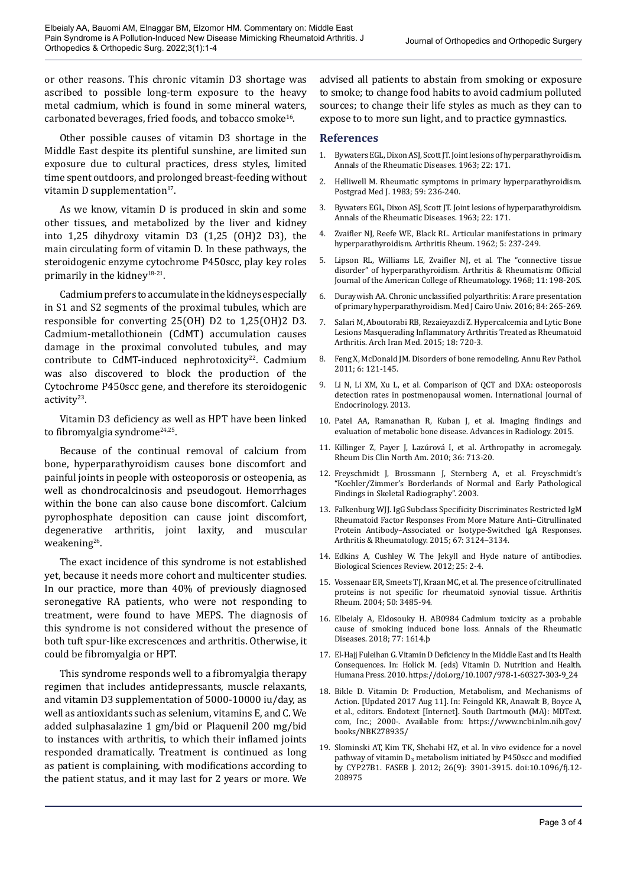or other reasons. This chronic vitamin D3 shortage was ascribed to possible long-term exposure to the heavy metal cadmium, which is found in some mineral waters, carbonated beverages, fried foods, and tobacco smoke[16].

Other possible causes of vitamin D3 shortage in the Middle East despite its plentiful sunshine, are limited sun exposure due to cultural practices, dress styles, limited time spent outdoors, and prolonged breast-feeding without vitamin D supplementation[17].

As we know, vitamin D is produced in skin and some other tissues, and metabolized by the liver and kidney into 1,25 dihydroxy vitamin D3 (1,25 (OH)2 D3), the main circulating form of vitamin D. In these pathways, the steroidogenic enzyme cytochrome P450scc, play key roles primarily in the kidney[18-21].

Cadmium prefers to accumulate in the kidneys especially in S1 and S2 segments of the proximal tubules, which are responsible for converting 25(OH) D2 to 1,25(OH)2 D3. Cadmium-metallothionein (CdMT) accumulation causes damage in the proximal convoluted tubules, and may contribute to CdMT-induced nephrotoxicity[22]. Cadmium was also discovered to block the production of the Cytochrome P450scc gene, and therefore its steroidogenic activity[23].

Vitamin D3 deficiency as well as HPT have been linked to fibromyalgia syndrome[24,25].

Because of the continual removal of calcium from bone, hyperparathyroidism causes bone discomfort and painful joints in people with osteoporosis or osteopenia, as well as chondrocalcinosis and pseudogout. Hemorrhages within the bone can also cause bone discomfort. Calcium pyrophosphate deposition can cause joint discomfort, degenerative arthritis, joint laxity, and muscular weakening[26].

The exact incidence of this syndrome is not established yet, because it needs more cohort and multicenter studies. In our practice, more than 40% of previously diagnosed seronegative RA patients, who were not responding to treatment, were found to have MEPS. The diagnosis of this syndrome is not considered without the presence of both tuft spur-like excrescences and arthritis. Otherwise, it could be fibromyalgia or HPT.

This syndrome responds well to a fibromyalgia therapy regimen that includes antidepressants, muscle relaxants, and vitamin D3 supplementation of 5000-10000 iu/day, as well as antioxidants such as selenium, vitamins E, and C. We added sulphasalazine 1 gm/bid or Plaquenil 200 mg/bid to instances with arthritis, to which their inflamed joints responded dramatically. Treatment is continued as long as patient is complaining, with modifications according to the patient status, and it may last for 2 years or more. We advised all patients to abstain from smoking or exposure to smoke; to change food habits to avoid cadmium polluted sources; to change their life styles as much as they can to expose to to more sun light, and to practice gymnastics.

## References

1. Bywaters EGL, Dixon ASJ, Scott JT. Joint lesions of hyperparathyroidism. Annals of the Rheumatic Diseases. 1963; 22: 171.
2. Helliwell M. Rheumatic symptoms in primary hyperparathyroidism. Postgrad Med J. 1983; 59: 236-240.
3. Bywaters EGL, Dixon ASJ, Scott JT. Joint lesions of hyperparathyroidism. Annals of the Rheumatic Diseases. 1963; 22: 171.
4. Zvaifler NJ, Reefe WE, Black RL. Articular manifestations in primary hyperparathyroidism. Arthritis Rheum. 1962; 5: 237-249.
5. Lipson RL, Williams LE, Zvaifler NJ, et al. The "connective tissue disorder" of hyperparathyroidism. Arthritis & Rheumatism: Official Journal of the American College of Rheumatology. 1968; 11: 198-205.
6. Duraywish AA. Chronic unclassified polyarthritis: A rare presentation of primary hyperparathyroidism. Med J Cairo Univ. 2016; 84: 265-269.
7. Salari M, Aboutorabi RB, Rezaieyazdi Z. Hypercalcemia and Lytic Bone Lesions Masquerading Inflammatory Arthritis Treated as Rheumatoid Arthritis. Arch Iran Med. 2015; 18: 720-3.
8. Feng X, McDonald JM. Disorders of bone remodeling. Annu Rev Pathol. 2011; 6: 121-145.
9. Li N, Li XM, Xu L, et al. Comparison of QCT and DXA: osteoporosis detection rates in postmenopausal women. International Journal of Endocrinology. 2013.
10. Patel AA, Ramanathan R, Kuban J, et al. Imaging findings and evaluation of metabolic bone disease. Advances in Radiology. 2015.
11. Killinger Z, Payer J, Lazúrová I, et al. Arthropathy in acromegaly. Rheum Dis Clin North Am. 2010; 36: 713-20.
12. Freyschmidt J, Brossmann J, Sternberg A, et al. Freyschmidt's "Koehler/Zimmer's Borderlands of Normal and Early Pathological Findings in Skeletal Radiography". 2003.
13. Falkenburg WJJ. IgG Subclass Specificity Discriminates Restricted IgM Rheumatoid Factor Responses From More Mature Anti–Citrullinated Protein Antibody–Associated or Isotype-Switched IgA Responses. Arthritis & Rheumatology. 2015; 67: 3124–3134.
14. Edkins A, Cushley W. The Jekyll and Hyde nature of antibodies. Biological Sciences Review. 2012; 25: 2-4.
15. Vossenaar ER, Smeets TJ, Kraan MC, et al. The presence of citrullinated proteins is not specific for rheumatoid synovial tissue. Arthritis Rheum. 2004; 50: 3485-94.
16. Elbeialy A, Eldosouky H. AB0984 Cadmium toxicity as a probable cause of smoking induced bone loss. Annals of the Rheumatic Diseases. 2018; 77: 1614.þ
17. El-Hajj Fuleihan G. Vitamin D Deficiency in the Middle East and Its Health Consequences. In: Holick M. (eds) Vitamin D. Nutrition and Health. Humana Press. 2010. https://doi.org/10.1007/978-1-60327-303-9_24
18. Bikle D. Vitamin D: Production, Metabolism, and Mechanisms of Action. [Updated 2017 Aug 11]. In: Feingold KR, Anawalt B, Boyce A, et al., editors. Endotext [Internet]. South Dartmouth (MA): MDText.com, Inc.; 2000-. Available from: https://www.ncbi.nlm.nih.gov/books/NBK278935/
19. Slominski AT, Kim TK, Shehabi HZ, et al. In vivo evidence for a novel pathway of vitamin $D_3$ metabolism initiated by P450scc and modified by CYP27B1. FASEB J. 2012; 26(9): 3901-3915. doi:10.1096/fj.12-208975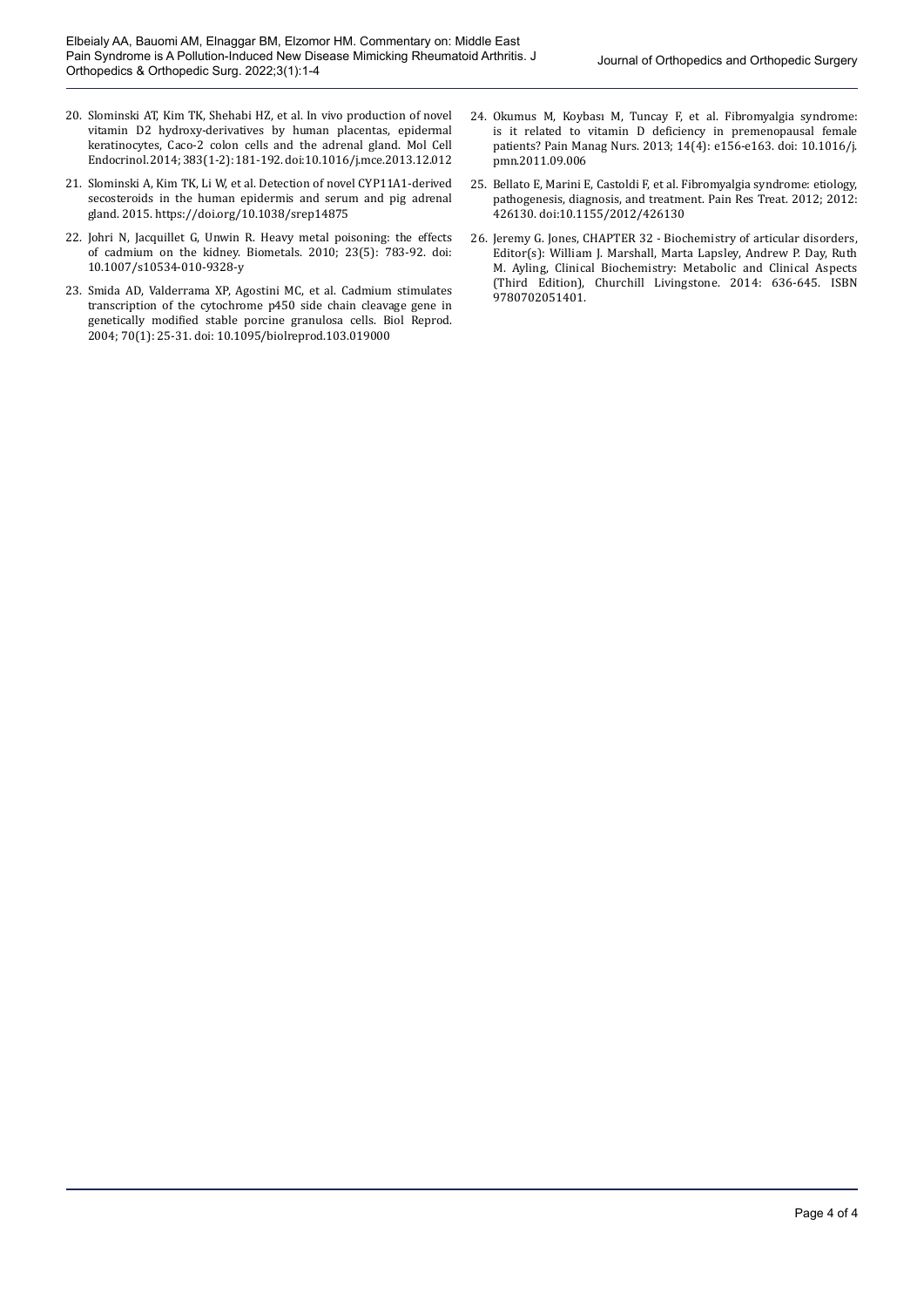20. Slominski AT, Kim TK, Shehabi HZ, et al. In vivo production of novel vitamin D2 hydroxy-derivatives by human placentas, epidermal keratinocytes, Caco-2 colon cells and the adrenal gland. Mol Cell Endocrinol. 2014; 383(1-2): 181-192. doi:10.1016/j.mce.2013.12.012

21. Slominski A, Kim TK, Li W, et al. Detection of novel CYP11A1-derived secosteroids in the human epidermis and serum and pig adrenal gland. 2015. https://doi.org/10.1038/srep14875

22. Johri N, Jacquillet G, Unwin R. Heavy metal poisoning: the effects of cadmium on the kidney. Biometals. 2010; 23(5): 783-92. doi: 10.1007/s10534-010-9328-y

23. Smida AD, Valderrama XP, Agostini MC, et al. Cadmium stimulates transcription of the cytochrome p450 side chain cleavage gene in genetically modified stable porcine granulosa cells. Biol Reprod. 2004; 70(1): 25-31. doi: 10.1095/biolreprod.103.019000

24. Okumus M, Koybası M, Tuncay F, et al. Fibromyalgia syndrome: is it related to vitamin D deficiency in premenopausal female patients? Pain Manag Nurs. 2013; 14(4): e156-e163. doi: 10.1016/j.pmn.2011.09.006

25. Bellato E, Marini E, Castoldi F, et al. Fibromyalgia syndrome: etiology, pathogenesis, diagnosis, and treatment. Pain Res Treat. 2012; 2012: 426130. doi:10.1155/2012/426130

26. Jeremy G. Jones, CHAPTER 32 - Biochemistry of articular disorders, Editor(s): William J. Marshall, Marta Lapsley, Andrew P. Day, Ruth M. Ayling, Clinical Biochemistry: Metabolic and Clinical Aspects (Third Edition), Churchill Livingstone. 2014: 636-645. ISBN 9780702051401.